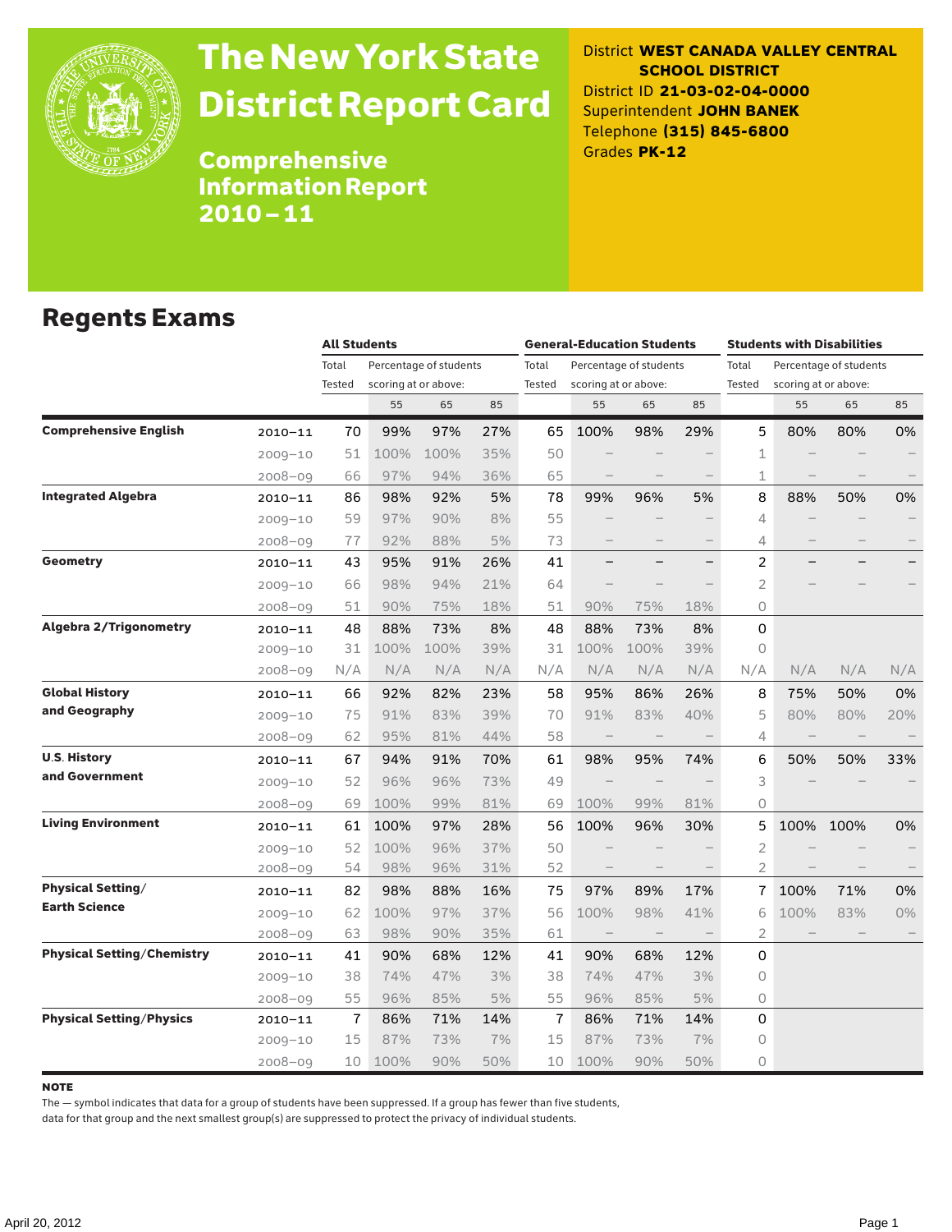# The New York State District Report Card

## Comprehensive Information Report 2010–11

District **WEST CANADA VALLEY CENTRAL SCHOOL DISTRICT**
District ID **21-03-02-04-0000**
Superintendent **JOHN BANEK**
Telephone **(315) 845-6800**
Grades **PK-12**

## Regents Exams

| | | All Students | | | | General-Education Students | | | | Students with Disabilities | | | |
|---|---|---|---|---|---|---|---|---|---|---|---|---|---|
| | | Total Tested | Percentage of students scoring at or above: | | | Total Tested | Percentage of students scoring at or above: | | | Total Tested | Percentage of students scoring at or above: | | |
| | | | 55 | 65 | 85 | | 55 | 65 | 85 | | 55 | 65 | 85 |
| **Comprehensive English** | 2010–11 | 70 | 99% | 97% | 27% | 65 | 100% | 98% | 29% | 5 | 80% | 80% | 0% |
| | 2009–10 | 51 | 100% | 100% | 35% | 50 | – | – | – | 1 | – | – | – |
| | 2008–09 | 66 | 97% | 94% | 36% | 65 | – | – | – | 1 | – | – | – |
| **Integrated Algebra** | 2010–11 | 86 | 98% | 92% | 5% | 78 | 99% | 96% | 5% | 8 | 88% | 50% | 0% |
| | 2009–10 | 59 | 97% | 90% | 8% | 55 | – | – | – | 4 | – | – | – |
| | 2008–09 | 77 | 92% | 88% | 5% | 73 | – | – | – | 4 | – | – | – |
| **Geometry** | 2010–11 | 43 | 95% | 91% | 26% | 41 | – | – | – | 2 | – | – | – |
| | 2009–10 | 66 | 98% | 94% | 21% | 64 | – | – | – | 2 | – | – | – |
| | 2008–09 | 51 | 90% | 75% | 18% | 51 | 90% | 75% | 18% | 0 | | | |
| **Algebra 2/Trigonometry** | 2010–11 | 48 | 88% | 73% | 8% | 48 | 88% | 73% | 8% | 0 | | | |
| | 2009–10 | 31 | 100% | 100% | 39% | 31 | 100% | 100% | 39% | 0 | | | |
| | 2008–09 | N/A | N/A | N/A | N/A | N/A | N/A | N/A | N/A | N/A | N/A | N/A | N/A |
| **Global History and Geography** | 2010–11 | 66 | 92% | 82% | 23% | 58 | 95% | 86% | 26% | 8 | 75% | 50% | 0% |
| | 2009–10 | 75 | 91% | 83% | 39% | 70 | 91% | 83% | 40% | 5 | 80% | 80% | 20% |
| | 2008–09 | 62 | 95% | 81% | 44% | 58 | – | – | – | 4 | – | – | – |
| **U.S. History and Government** | 2010–11 | 67 | 94% | 91% | 70% | 61 | 98% | 95% | 74% | 6 | 50% | 50% | 33% |
| | 2009–10 | 52 | 96% | 96% | 73% | 49 | – | – | – | 3 | – | – | – |
| | 2008–09 | 69 | 100% | 99% | 81% | 69 | 100% | 99% | 81% | 0 | | | |
| **Living Environment** | 2010–11 | 61 | 100% | 97% | 28% | 56 | 100% | 96% | 30% | 5 | 100% | 100% | 0% |
| | 2009–10 | 52 | 100% | 96% | 37% | 50 | – | – | – | 2 | – | – | – |
| | 2008–09 | 54 | 98% | 96% | 31% | 52 | – | – | – | 2 | – | – | – |
| **Physical Setting/ Earth Science** | 2010–11 | 82 | 98% | 88% | 16% | 75 | 97% | 89% | 17% | 7 | 100% | 71% | 0% |
| | 2009–10 | 62 | 100% | 97% | 37% | 56 | 100% | 98% | 41% | 6 | 100% | 83% | 0% |
| | 2008–09 | 63 | 98% | 90% | 35% | 61 | – | – | – | 2 | – | – | – |
| **Physical Setting/Chemistry** | 2010–11 | 41 | 90% | 68% | 12% | 41 | 90% | 68% | 12% | 0 | | | |
| | 2009–10 | 38 | 74% | 47% | 3% | 38 | 74% | 47% | 3% | 0 | | | |
| | 2008–09 | 55 | 96% | 85% | 5% | 55 | 96% | 85% | 5% | 0 | | | |
| **Physical Setting/Physics** | 2010–11 | 7 | 86% | 71% | 14% | 7 | 86% | 71% | 14% | 0 | | | |
| | 2009–10 | 15 | 87% | 73% | 7% | 15 | 87% | 73% | 7% | 0 | | | |
| | 2008–09 | 10 | 100% | 90% | 50% | 10 | 100% | 90% | 50% | 0 | | | |

**NOTE**

The — symbol indicates that data for a group of students have been suppressed. If a group has fewer than five students, data for that group and the next smallest group(s) are suppressed to protect the privacy of individual students.

April 20, 2012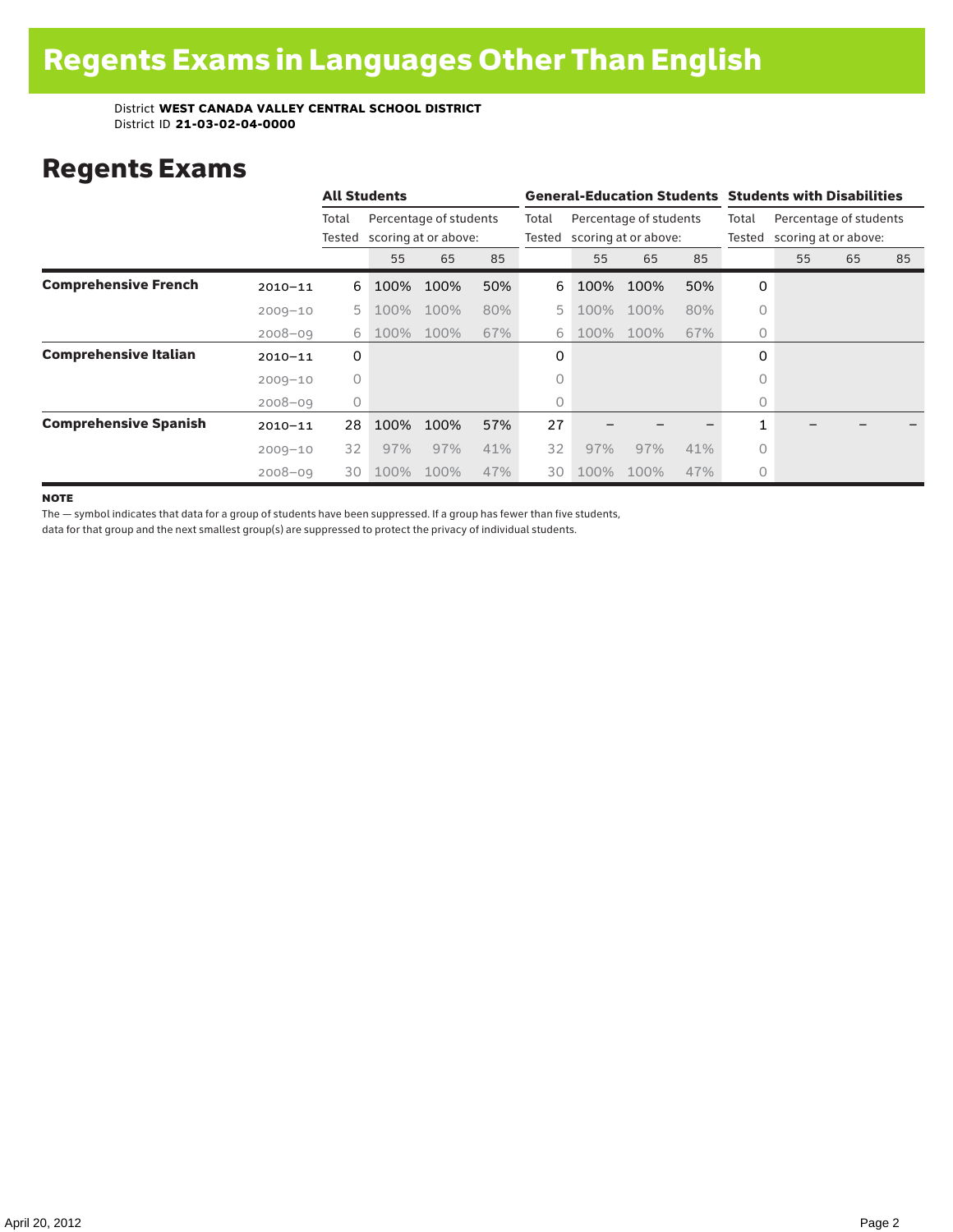# Regents Exams in Languages Other Than English

District **WEST CANADA VALLEY CENTRAL SCHOOL DISTRICT**
District ID **21-03-02-04-0000**

## Regents Exams

| | | All Students | | | | General-Education Students | | | | Students with Disabilities | | | |
|---|---|---|---|---|---|---|---|---|---|---|---|---|---|
| | | Total Tested | Percentage of students scoring at or above: | | | Total Tested | Percentage of students scoring at or above: | | | Total Tested | Percentage of students scoring at or above: | | |
| | | | 55 | 65 | 85 | | 55 | 65 | 85 | | 55 | 65 | 85 |
| **Comprehensive French** | 2010–11 | 6 | 100% | 100% | 50% | 6 | 100% | 100% | 50% | 0 | | | |
| | 2009–10 | 5 | 100% | 100% | 80% | 5 | 100% | 100% | 80% | 0 | | | |
| | 2008–09 | 6 | 100% | 100% | 67% | 6 | 100% | 100% | 67% | 0 | | | |
| **Comprehensive Italian** | 2010–11 | 0 | | | | 0 | | | | 0 | | | |
| | 2009–10 | 0 | | | | 0 | | | | 0 | | | |
| | 2008–09 | 0 | | | | 0 | | | | 0 | | | |
| **Comprehensive Spanish** | 2010–11 | 28 | 100% | 100% | 57% | 27 | – | – | – | 1 | – | – | – |
| | 2009–10 | 32 | 97% | 97% | 41% | 32 | 97% | 97% | 41% | 0 | | | |
| | 2008–09 | 30 | 100% | 100% | 47% | 30 | 100% | 100% | 47% | 0 | | | |

**NOTE**

The — symbol indicates that data for a group of students have been suppressed. If a group has fewer than five students, data for that group and the next smallest group(s) are suppressed to protect the privacy of individual students.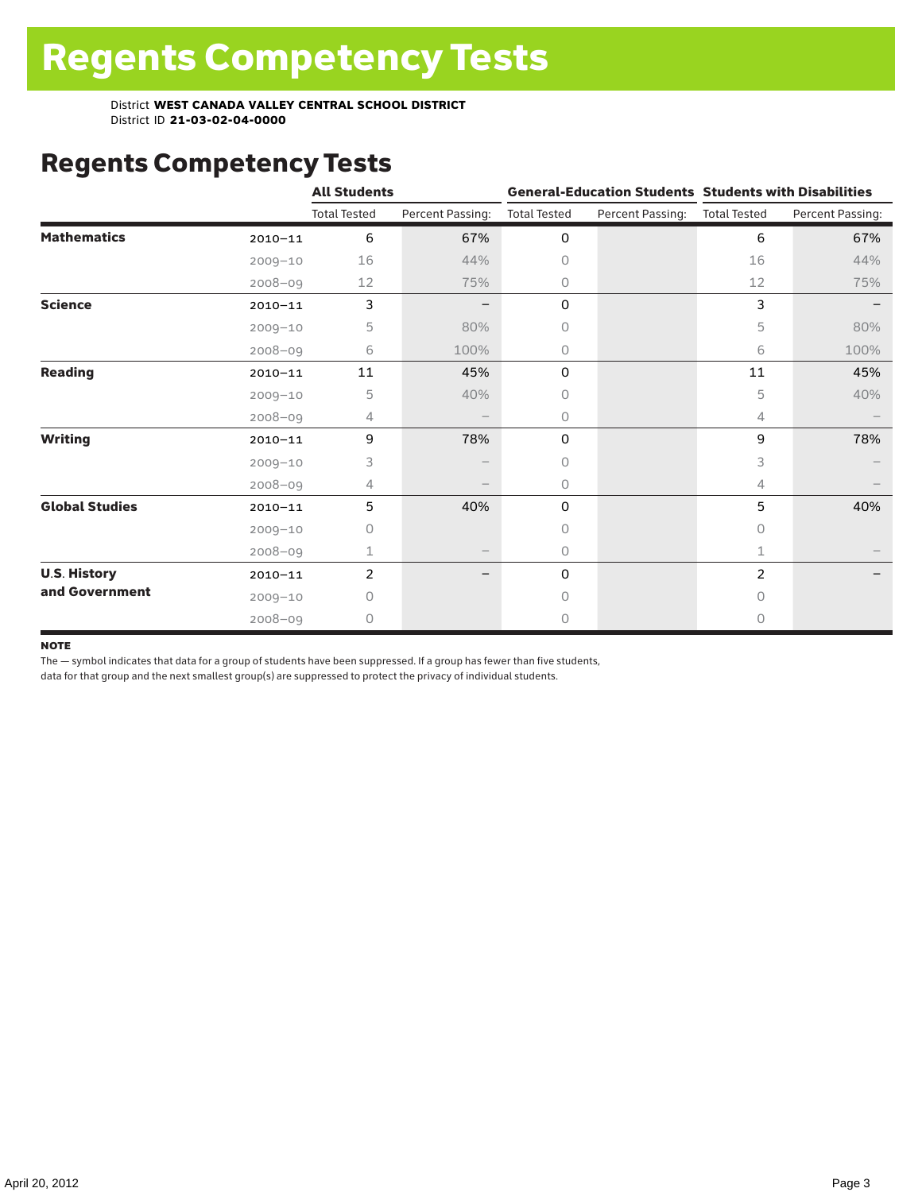# Regents Competency Tests

District **WEST CANADA VALLEY CENTRAL SCHOOL DISTRICT**
District ID **21-03-02-04-0000**

## Regents Competency Tests

| | | All Students | | General-Education Students | | Students with Disabilities | |
|---|---|---|---|---|---|---|---|
| | | Total Tested | Percent Passing: | Total Tested | Percent Passing: | Total Tested | Percent Passing: |
| **Mathematics** | 2010–11 | 6 | 67% | 0 | | 6 | 67% |
| | 2009–10 | 16 | 44% | 0 | | 16 | 44% |
| | 2008–09 | 12 | 75% | 0 | | 12 | 75% |
| **Science** | 2010–11 | 3 | – | 0 | | 3 | – |
| | 2009–10 | 5 | 80% | 0 | | 5 | 80% |
| | 2008–09 | 6 | 100% | 0 | | 6 | 100% |
| **Reading** | 2010–11 | 11 | 45% | 0 | | 11 | 45% |
| | 2009–10 | 5 | 40% | 0 | | 5 | 40% |
| | 2008–09 | 4 | – | 0 | | 4 | – |
| **Writing** | 2010–11 | 9 | 78% | 0 | | 9 | 78% |
| | 2009–10 | 3 | – | 0 | | 3 | – |
| | 2008–09 | 4 | – | 0 | | 4 | – |
| **Global Studies** | 2010–11 | 5 | 40% | 0 | | 5 | 40% |
| | 2009–10 | 0 | | 0 | | 0 | |
| | 2008–09 | 1 | – | 0 | | 1 | – |
| **U.S. History and Government** | 2010–11 | 2 | – | 0 | | 2 | – |
| | 2009–10 | 0 | | 0 | | 0 | |
| | 2008–09 | 0 | | 0 | | 0 | |

**NOTE**

The — symbol indicates that data for a group of students have been suppressed. If a group has fewer than five students, data for that group and the next smallest group(s) are suppressed to protect the privacy of individual students.

April 20, 2012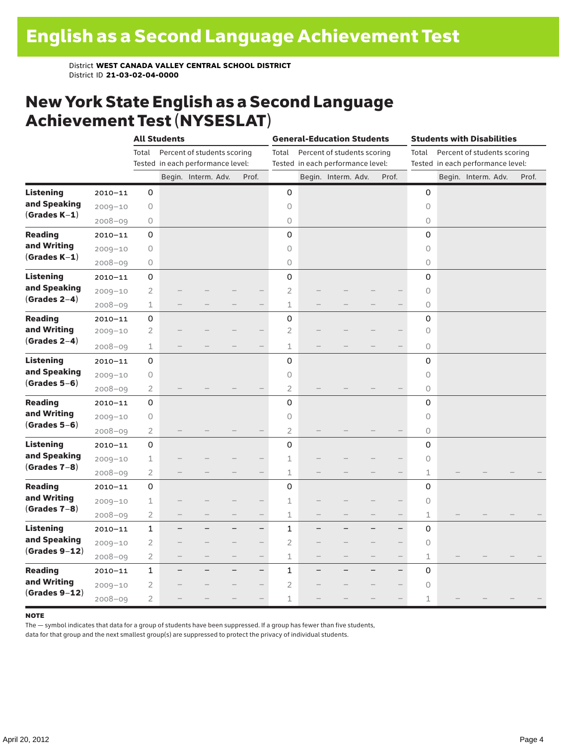# English as a Second Language Achievement Test

District **WEST CANADA VALLEY CENTRAL SCHOOL DISTRICT**
District ID **21-03-02-04-0000**

## New York State English as a Second Language Achievement Test (NYSESLAT)

| | | All Students | | | | | General-Education Students | | | | | Students with Disabilities | | | | |
|---|---|---|---|---|---|---|---|---|---|---|---|---|---|---|---|---|
| | | Total Tested | Percent of students scoring in each performance level: | | | | Total Tested | Percent of students scoring in each performance level: | | | | Total Tested | Percent of students scoring in each performance level: | | | |
| | | | Begin. | Interm. | Adv. | Prof. | | Begin. | Interm. | Adv. | Prof. | | Begin. | Interm. | Adv. | Prof. |
| **Listening and Speaking (Grades K–1)** | 2010–11 | 0 | | | | | 0 | | | | | 0 | | | | |
| | 2009–10 | 0 | | | | | 0 | | | | | 0 | | | | |
| | 2008–09 | 0 | | | | | 0 | | | | | 0 | | | | |
| **Reading and Writing (Grades K–1)** | 2010–11 | 0 | | | | | 0 | | | | | 0 | | | | |
| | 2009–10 | 0 | | | | | 0 | | | | | 0 | | | | |
| | 2008–09 | 0 | | | | | 0 | | | | | 0 | | | | |
| **Listening and Speaking (Grades 2–4)** | 2010–11 | 0 | | | | | 0 | | | | | 0 | | | | |
| | 2009–10 | 2 | – | – | – | – | 2 | – | – | – | – | 0 | | | | |
| | 2008–09 | 1 | – | – | – | – | 1 | – | – | – | – | 0 | | | | |
| **Reading and Writing (Grades 2–4)** | 2010–11 | 0 | | | | | 0 | | | | | 0 | | | | |
| | 2009–10 | 2 | – | – | – | – | 2 | – | – | – | – | 0 | | | | |
| | 2008–09 | 1 | – | – | – | – | 1 | – | – | – | – | 0 | | | | |
| **Listening and Speaking (Grades 5–6)** | 2010–11 | 0 | | | | | 0 | | | | | 0 | | | | |
| | 2009–10 | 0 | | | | | 0 | | | | | 0 | | | | |
| | 2008–09 | 2 | – | – | – | – | 2 | – | – | – | – | 0 | | | | |
| **Reading and Writing (Grades 5–6)** | 2010–11 | 0 | | | | | 0 | | | | | 0 | | | | |
| | 2009–10 | 0 | | | | | 0 | | | | | 0 | | | | |
| | 2008–09 | 2 | – | – | – | – | 2 | – | – | – | – | 0 | | | | |
| **Listening and Speaking (Grades 7–8)** | 2010–11 | 0 | | | | | 0 | | | | | 0 | | | | |
| | 2009–10 | 1 | – | – | – | – | 1 | – | – | – | – | 0 | | | | |
| | 2008–09 | 2 | – | – | – | – | 1 | – | – | – | – | 1 | – | – | – | – |
| **Reading and Writing (Grades 7–8)** | 2010–11 | 0 | | | | | 0 | | | | | 0 | | | | |
| | 2009–10 | 1 | – | – | – | – | 1 | – | – | – | – | 0 | | | | |
| | 2008–09 | 2 | – | – | – | – | 1 | – | – | – | – | 1 | – | – | – | – |
| **Listening and Speaking (Grades 9–12)** | 2010–11 | 1 | – | – | – | – | 1 | – | – | – | – | 0 | | | | |
| | 2009–10 | 2 | – | – | – | – | 2 | – | – | – | – | 0 | | | | |
| | 2008–09 | 2 | – | – | – | – | 1 | – | – | – | – | 1 | – | – | – | – |
| **Reading and Writing (Grades 9–12)** | 2010–11 | 1 | – | – | – | – | 1 | – | – | – | – | 0 | | | | |
| | 2009–10 | 2 | – | – | – | – | 2 | – | – | – | – | 0 | | | | |
| | 2008–09 | 2 | – | – | – | – | 1 | – | – | – | – | 1 | – | – | – | – |

**NOTE**

The — symbol indicates that data for a group of students have been suppressed. If a group has fewer than five students, data for that group and the next smallest group(s) are suppressed to protect the privacy of individual students.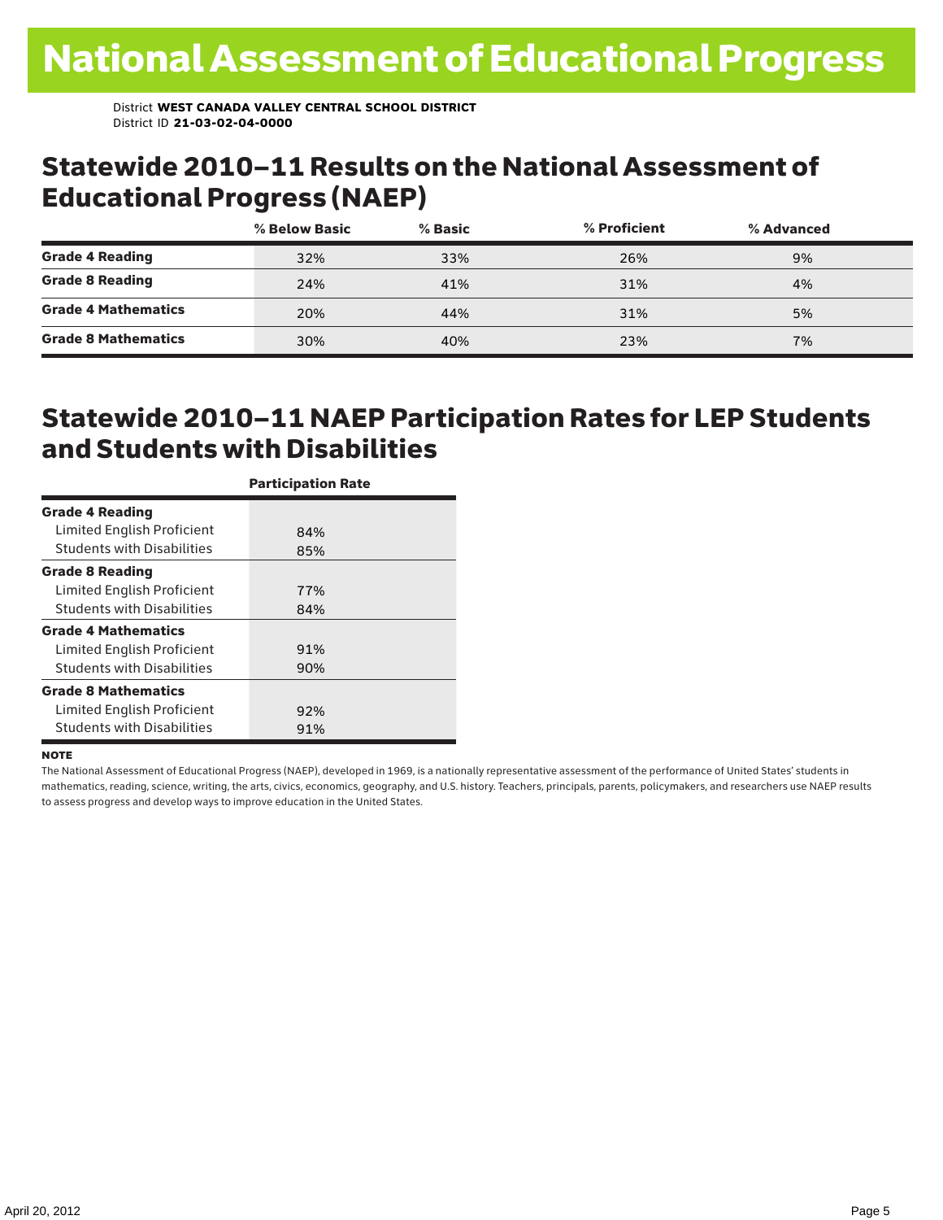# National Assessment of Educational Progress

District **WEST CANADA VALLEY CENTRAL SCHOOL DISTRICT**
District ID **21-03-02-04-0000**

## Statewide 2010–11 Results on the National Assessment of Educational Progress (NAEP)

| | % Below Basic | % Basic | % Proficient | % Advanced |
|---|---|---|---|---|
| **Grade 4 Reading** | 32% | 33% | 26% | 9% |
| **Grade 8 Reading** | 24% | 41% | 31% | 4% |
| **Grade 4 Mathematics** | 20% | 44% | 31% | 5% |
| **Grade 8 Mathematics** | 30% | 40% | 23% | 7% |

## Statewide 2010–11 NAEP Participation Rates for LEP Students and Students with Disabilities

| | Participation Rate |
|---|---|
| **Grade 4 Reading** | |
| Limited English Proficient | 84% |
| Students with Disabilities | 85% |
| **Grade 8 Reading** | |
| Limited English Proficient | 77% |
| Students with Disabilities | 84% |
| **Grade 4 Mathematics** | |
| Limited English Proficient | 91% |
| Students with Disabilities | 90% |
| **Grade 8 Mathematics** | |
| Limited English Proficient | 92% |
| Students with Disabilities | 91% |

**NOTE**

The National Assessment of Educational Progress (NAEP), developed in 1969, is a nationally representative assessment of the performance of United States' students in mathematics, reading, science, writing, the arts, civics, economics, geography, and U.S. history. Teachers, principals, parents, policymakers, and researchers use NAEP results to assess progress and develop ways to improve education in the United States.

April 20, 2012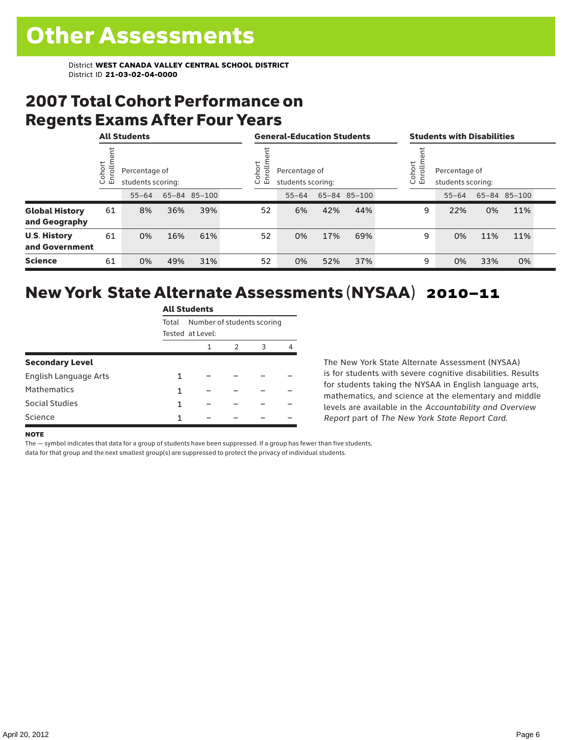# Other Assessments

District **WEST CANADA VALLEY CENTRAL SCHOOL DISTRICT**
District ID **21-03-02-04-0000**

## 2007 Total Cohort Performance on Regents Exams After Four Years

| | All Students | | | | General-Education Students | | | | Students with Disabilities | | | |
|---|---|---|---|---|---|---|---|---|---|---|---|---|
| | Cohort Enrollment | Percentage of students scoring: | | | Cohort Enrollment | Percentage of students scoring: | | | Cohort Enrollment | Percentage of students scoring: | | |
| | | 55–64 | 65–84 | 85–100 | | 55–64 | 65–84 | 85–100 | | 55–64 | 65–84 | 85–100 |
| **Global History and Geography** | 61 | 8% | 36% | 39% | 52 | 6% | 42% | 44% | 9 | 22% | 0% | 11% |
| **U.S. History and Government** | 61 | 0% | 16% | 61% | 52 | 0% | 17% | 69% | 9 | 0% | 11% | 11% |
| **Science** | 61 | 0% | 49% | 31% | 52 | 0% | 52% | 37% | 9 | 0% | 33% | 0% |

## New York State Alternate Assessments (NYSAA) 2010–11

| | All Students | | | | |
|---|---|---|---|---|---|
| | Total Tested | Number of students scoring at Level: | | | |
| | | 1 | 2 | 3 | 4 |
| **Secondary Level** | | | | | |
| English Language Arts | 1 | – | – | – | – |
| Mathematics | 1 | – | – | – | – |
| Social Studies | 1 | – | – | – | – |
| Science | 1 | – | – | – | – |

The New York State Alternate Assessment (NYSAA) is for students with severe cognitive disabilities. Results for students taking the NYSAA in English language arts, mathematics, and science at the elementary and middle levels are available in the *Accountability and Overview Report* part of *The New York State Report Card*.

**NOTE**

The — symbol indicates that data for a group of students have been suppressed. If a group has fewer than five students, data for that group and the next smallest group(s) are suppressed to protect the privacy of individual students.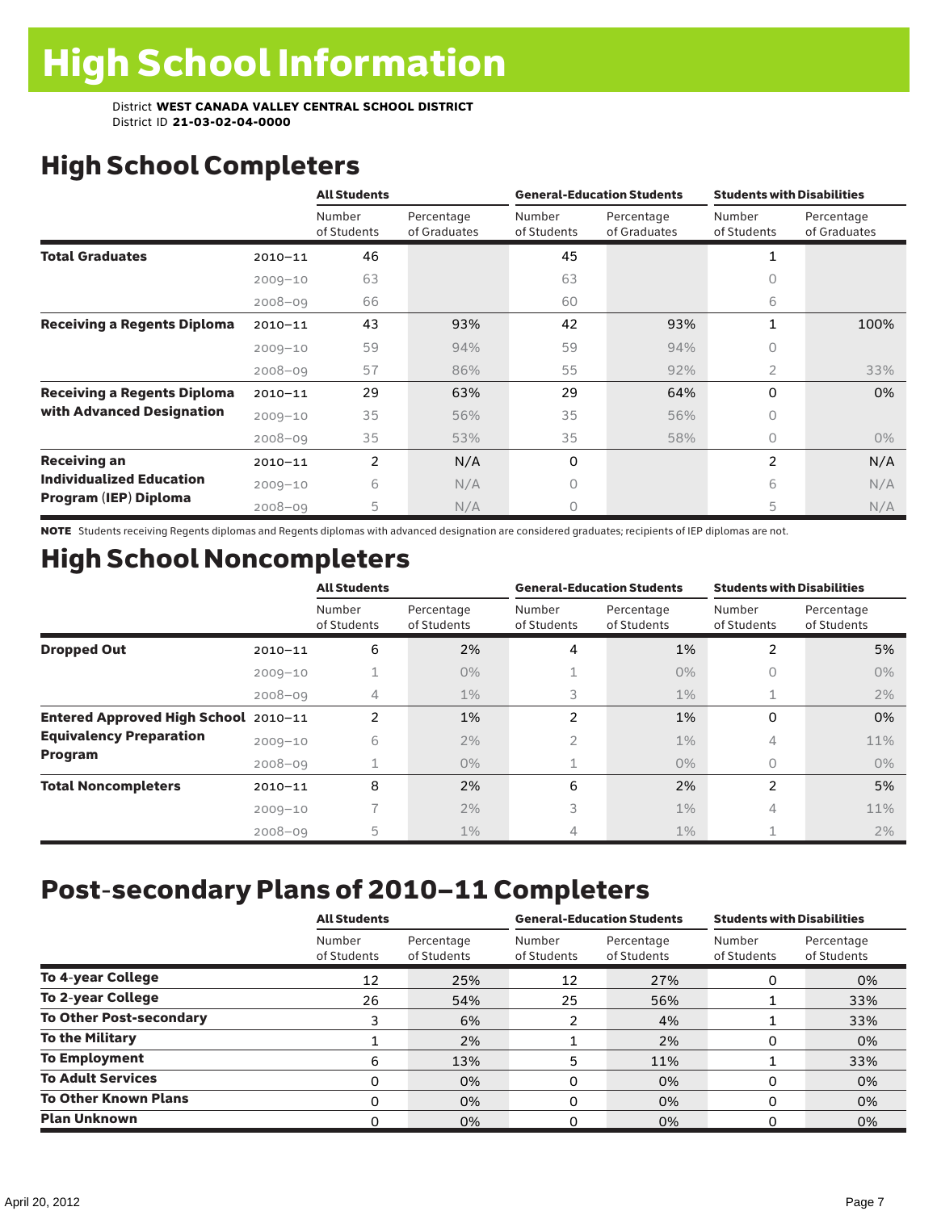# High School Information

District **WEST CANADA VALLEY CENTRAL SCHOOL DISTRICT**
District ID **21-03-02-04-0000**

## High School Completers

| | | All Students | | General-Education Students | | Students with Disabilities | |
|---|---|---|---|---|---|---|---|
| | | Number of Students | Percentage of Graduates | Number of Students | Percentage of Graduates | Number of Students | Percentage of Graduates |
| **Total Graduates** | 2010–11 | 46 | | 45 | | 1 | |
| | 2009–10 | 63 | | 63 | | 0 | |
| | 2008–09 | 66 | | 60 | | 6 | |
| **Receiving a Regents Diploma** | 2010–11 | 43 | 93% | 42 | 93% | 1 | 100% |
| | 2009–10 | 59 | 94% | 59 | 94% | 0 | |
| | 2008–09 | 57 | 86% | 55 | 92% | 2 | 33% |
| **Receiving a Regents Diploma with Advanced Designation** | 2010–11 | 29 | 63% | 29 | 64% | 0 | 0% |
| | 2009–10 | 35 | 56% | 35 | 56% | 0 | |
| | 2008–09 | 35 | 53% | 35 | 58% | 0 | 0% |
| **Receiving an Individualized Education Program (IEP) Diploma** | 2010–11 | 2 | N/A | 0 | | 2 | N/A |
| | 2009–10 | 6 | N/A | 0 | | 6 | N/A |
| | 2008–09 | 5 | N/A | 0 | | 5 | N/A |

**NOTE** Students receiving Regents diplomas and Regents diplomas with advanced designation are considered graduates; recipients of IEP diplomas are not.

## High School Noncompleters

| | | All Students | | General-Education Students | | Students with Disabilities | |
|---|---|---|---|---|---|---|---|
| | | Number of Students | Percentage of Students | Number of Students | Percentage of Students | Number of Students | Percentage of Students |
| **Dropped Out** | 2010–11 | 6 | 2% | 4 | 1% | 2 | 5% |
| | 2009–10 | 1 | 0% | 1 | 0% | 0 | 0% |
| | 2008–09 | 4 | 1% | 3 | 1% | 1 | 2% |
| **Entered Approved High School Equivalency Preparation Program** | 2010–11 | 2 | 1% | 2 | 1% | 0 | 0% |
| | 2009–10 | 6 | 2% | 2 | 1% | 4 | 11% |
| | 2008–09 | 1 | 0% | 1 | 0% | 0 | 0% |
| **Total Noncompleters** | 2010–11 | 8 | 2% | 6 | 2% | 2 | 5% |
| | 2009–10 | 7 | 2% | 3 | 1% | 4 | 11% |
| | 2008–09 | 5 | 1% | 4 | 1% | 1 | 2% |

## Post-secondary Plans of 2010–11 Completers

| | All Students | | General-Education Students | | Students with Disabilities | |
|---|---|---|---|---|---|---|
| | Number of Students | Percentage of Students | Number of Students | Percentage of Students | Number of Students | Percentage of Students |
| **To 4-year College** | 12 | 25% | 12 | 27% | 0 | 0% |
| **To 2-year College** | 26 | 54% | 25 | 56% | 1 | 33% |
| **To Other Post-secondary** | 3 | 6% | 2 | 4% | 1 | 33% |
| **To the Military** | 1 | 2% | 1 | 2% | 0 | 0% |
| **To Employment** | 6 | 13% | 5 | 11% | 1 | 33% |
| **To Adult Services** | 0 | 0% | 0 | 0% | 0 | 0% |
| **To Other Known Plans** | 0 | 0% | 0 | 0% | 0 | 0% |
| **Plan Unknown** | 0 | 0% | 0 | 0% | 0 | 0% |

April 20, 2012